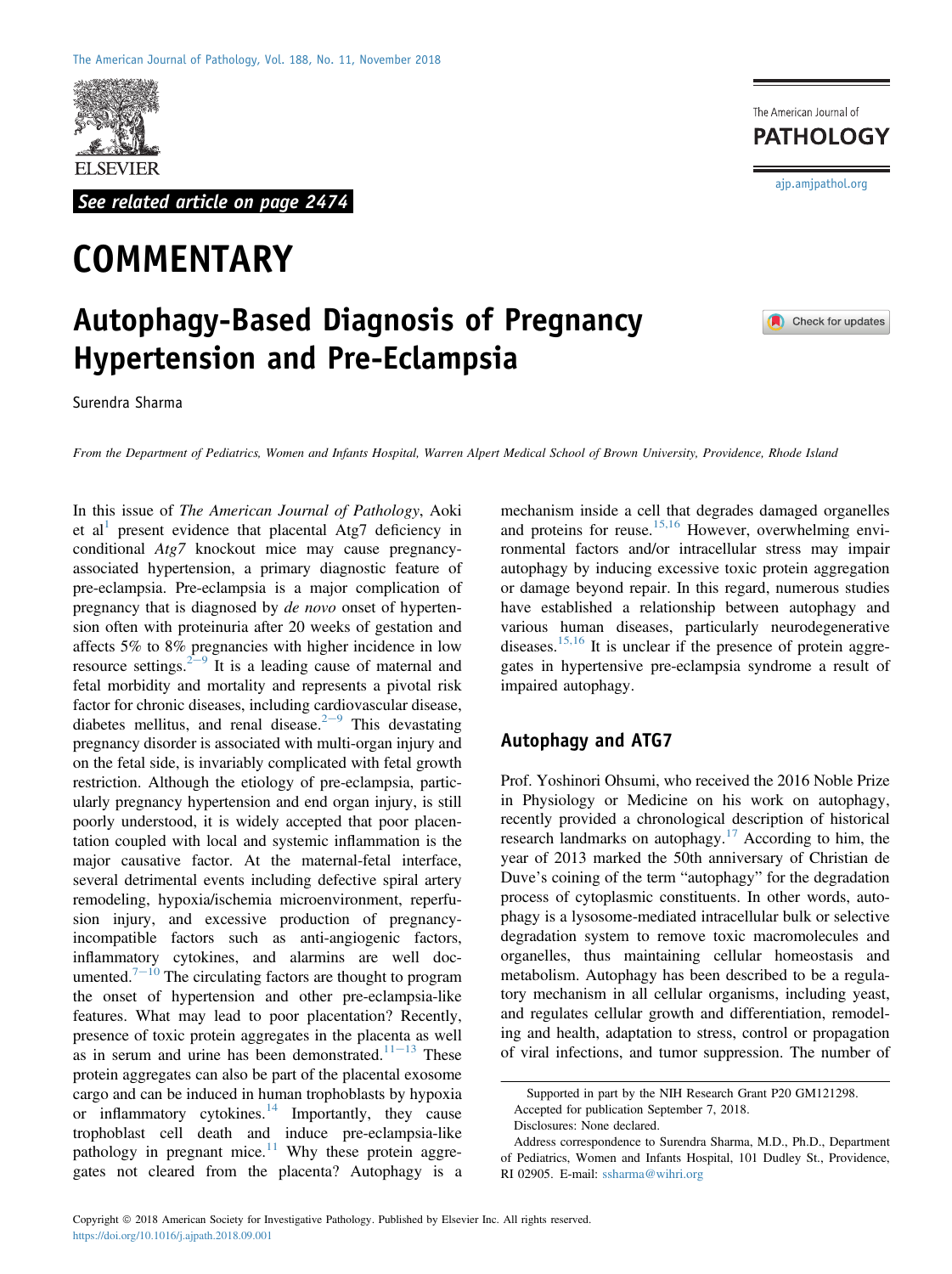See related article on page 2474

# COMMENTARY

## Autophagy-Based Diagnosis of Pregnancy Hypertension and Pre-Eclampsia

Surendra Sharma

*From the Department of Pediatrics, Women and Infants Hospital, Warren Alpert Medical School of Brown University, Providence, Rhode Island*

In this issue of *The American Journal of Pathology*, Aoki et al[1] present evidence that placental Atg7 deficiency in conditional *Atg7* knockout mice may cause pregnancy-associated hypertension, a primary diagnostic feature of pre-eclampsia. Pre-eclampsia is a major complication of pregnancy that is diagnosed by *de novo* onset of hypertension often with proteinuria after 20 weeks of gestation and affects 5% to 8% pregnancies with higher incidence in low resource settings.[2–9] It is a leading cause of maternal and fetal morbidity and mortality and represents a pivotal risk factor for chronic diseases, including cardiovascular disease, diabetes mellitus, and renal disease.[2–9] This devastating pregnancy disorder is associated with multi-organ injury and on the fetal side, is invariably complicated with fetal growth restriction. Although the etiology of pre-eclampsia, particularly pregnancy hypertension and end organ injury, is still poorly understood, it is widely accepted that poor placentation coupled with local and systemic inflammation is the major causative factor. At the maternal-fetal interface, several detrimental events including defective spiral artery remodeling, hypoxia/ischemia microenvironment, reperfusion injury, and excessive production of pregnancy-incompatible factors such as anti-angiogenic factors, inflammatory cytokines, and alarmins are well documented.[7–10] The circulating factors are thought to program the onset of hypertension and other pre-eclampsia-like features. What may lead to poor placentation? Recently, presence of toxic protein aggregates in the placenta as well as in serum and urine has been demonstrated.[11–13] These protein aggregates can also be part of the placental exosome cargo and can be induced in human trophoblasts by hypoxia or inflammatory cytokines.[14] Importantly, they cause trophoblast cell death and induce pre-eclampsia-like pathology in pregnant mice.[11] Why these protein aggregates not cleared from the placenta? Autophagy is a mechanism inside a cell that degrades damaged organelles and proteins for reuse.[15,16] However, overwhelming environmental factors and/or intracellular stress may impair autophagy by inducing excessive toxic protein aggregation or damage beyond repair. In this regard, numerous studies have established a relationship between autophagy and various human diseases, particularly neurodegenerative diseases.[15,16] It is unclear if the presence of protein aggregates in hypertensive pre-eclampsia syndrome a result of impaired autophagy.

### Autophagy and ATG7

Prof. Yoshinori Ohsumi, who received the 2016 Noble Prize in Physiology or Medicine on his work on autophagy, recently provided a chronological description of historical research landmarks on autophagy.[17] According to him, the year of 2013 marked the 50th anniversary of Christian de Duve's coining of the term "autophagy" for the degradation process of cytoplasmic constituents. In other words, autophagy is a lysosome-mediated intracellular bulk or selective degradation system to remove toxic macromolecules and organelles, thus maintaining cellular homeostasis and metabolism. Autophagy has been described to be a regulatory mechanism in all cellular organisms, including yeast, and regulates cellular growth and differentiation, remodeling and health, adaptation to stress, control or propagation of viral infections, and tumor suppression. The number of

Supported in part by the NIH Research Grant P20 GM121298.

Accepted for publication September 7, 2018.

Disclosures: None declared.

Address correspondence to Surendra Sharma, M.D., Ph.D., Department of Pediatrics, Women and Infants Hospital, 101 Dudley St., Providence, RI 02905. E-mail: ssharma@wihri.org

Copyright © 2018 American Society for Investigative Pathology. Published by Elsevier Inc. All rights reserved.
https://doi.org/10.1016/j.ajpath.2018.09.001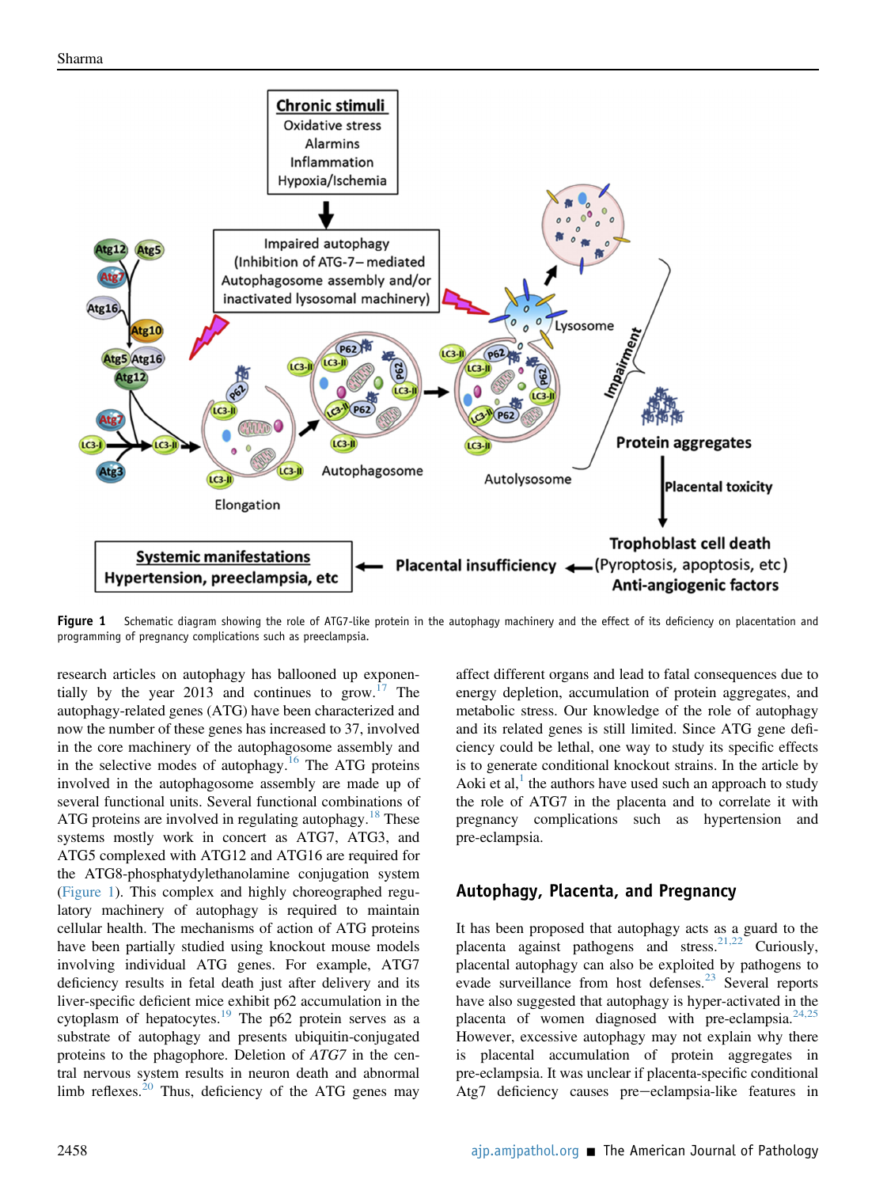Figure 1 Schematic diagram showing the role of ATG7-like protein in the autophagy machinery and the effect of its deficiency on placentation and programming of pregnancy complications such as preeclampsia.

research articles on autophagy has ballooned up exponentially by the year 2013 and continues to grow.[17] The autophagy-related genes (ATG) have been characterized and now the number of these genes has increased to 37, involved in the core machinery of the autophagosome assembly and in the selective modes of autophagy.[16] The ATG proteins involved in the autophagosome assembly are made up of several functional units. Several functional combinations of ATG proteins are involved in regulating autophagy.[18] These systems mostly work in concert as ATG7, ATG3, and ATG5 complexed with ATG12 and ATG16 are required for the ATG8-phosphatydylethanolamine conjugation system (Figure 1). This complex and highly choreographed regulatory machinery of autophagy is required to maintain cellular health. The mechanisms of action of ATG proteins have been partially studied using knockout mouse models involving individual ATG genes. For example, ATG7 deficiency results in fetal death just after delivery and its liver-specific deficient mice exhibit p62 accumulation in the cytoplasm of hepatocytes.[19] The p62 protein serves as a substrate of autophagy and presents ubiquitin-conjugated proteins to the phagophore. Deletion of *ATG7* in the central nervous system results in neuron death and abnormal limb reflexes.[20] Thus, deficiency of the ATG genes may affect different organs and lead to fatal consequences due to energy depletion, accumulation of protein aggregates, and metabolic stress. Our knowledge of the role of autophagy and its related genes is still limited. Since ATG gene deficiency could be lethal, one way to study its specific effects is to generate conditional knockout strains. In the article by Aoki et al,[1] the authors have used such an approach to study the role of ATG7 in the placenta and to correlate it with pregnancy complications such as hypertension and pre-eclampsia.

## Autophagy, Placenta, and Pregnancy

It has been proposed that autophagy acts as a guard to the placenta against pathogens and stress.[21,22] Curiously, placental autophagy can also be exploited by pathogens to evade surveillance from host defenses.[23] Several reports have also suggested that autophagy is hyper-activated in the placenta of women diagnosed with pre-eclampsia.[24,25] However, excessive autophagy may not explain why there is placental accumulation of protein aggregates in pre-eclampsia. It was unclear if placenta-specific conditional Atg7 deficiency causes pre−eclampsia-like features in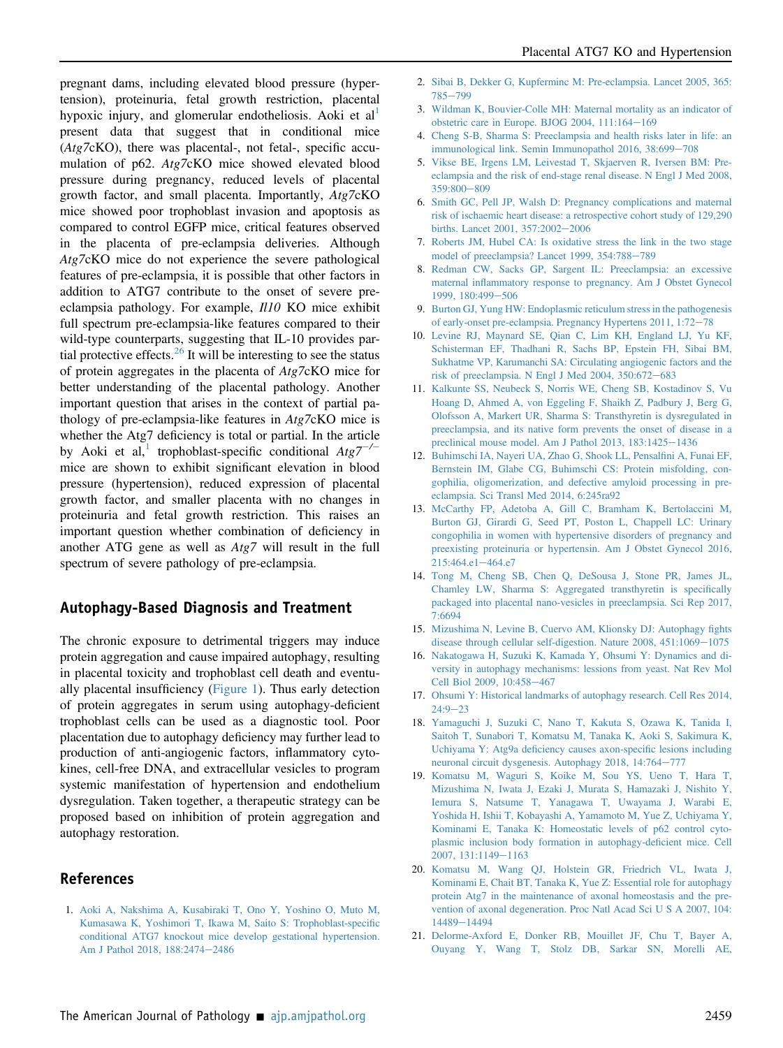pregnant dams, including elevated blood pressure (hypertension), proteinuria, fetal growth restriction, placental hypoxic injury, and glomerular endotheliosis. Aoki et al[1] present data that suggest that in conditional mice (*Atg7*cKO), there was placental-, not fetal-, specific accumulation of p62. *Atg7*cKO mice showed elevated blood pressure during pregnancy, reduced levels of placental growth factor, and small placenta. Importantly, *Atg7*cKO mice showed poor trophoblast invasion and apoptosis as compared to control EGFP mice, critical features observed in the placenta of pre-eclampsia deliveries. Although *Atg7*cKO mice do not experience the severe pathological features of pre-eclampsia, it is possible that other factors in addition to ATG7 contribute to the onset of severe pre-eclampsia pathology. For example, *Il10* KO mice exhibit full spectrum pre-eclampsia-like features compared to their wild-type counterparts, suggesting that IL-10 provides partial protective effects.[26] It will be interesting to see the status of protein aggregates in the placenta of *Atg7*cKO mice for better understanding of the placental pathology. Another important question that arises in the context of partial pathology of pre-eclampsia-like features in *Atg7*cKO mice is whether the Atg7 deficiency is total or partial. In the article by Aoki et al,[1] trophoblast-specific conditional $Atg7^{-/-}$ mice are shown to exhibit significant elevation in blood pressure (hypertension), reduced expression of placental growth factor, and smaller placenta with no changes in proteinuria and fetal growth restriction. This raises an important question whether combination of deficiency in another ATG gene as well as *Atg7* will result in the full spectrum of severe pathology of pre-eclampsia.

## Autophagy-Based Diagnosis and Treatment

The chronic exposure to detrimental triggers may induce protein aggregation and cause impaired autophagy, resulting in placental toxicity and trophoblast cell death and eventually placental insufficiency (Figure 1). Thus early detection of protein aggregates in serum using autophagy-deficient trophoblast cells can be used as a diagnostic tool. Poor placentation due to autophagy deficiency may further lead to production of anti-angiogenic factors, inflammatory cytokines, cell-free DNA, and extracellular vesicles to program systemic manifestation of hypertension and endothelium dysregulation. Taken together, a therapeutic strategy can be proposed based on inhibition of protein aggregation and autophagy restoration.

## References

1. Aoki A, Nakshima A, Kusabiraki T, Ono Y, Yoshino O, Muto M, Kumasawa K, Yoshimori T, Ikawa M, Saito S: Trophoblast-specific conditional ATG7 knockout mice develop gestational hypertension. Am J Pathol 2018, 188:2474−2486
2. Sibai B, Dekker G, Kupferminc M: Pre-eclampsia. Lancet 2005, 365: 785−799
3. Wildman K, Bouvier-Colle MH: Maternal mortality as an indicator of obstetric care in Europe. BJOG 2004, 111:164−169
4. Cheng S-B, Sharma S: Preeclampsia and health risks later in life: an immunological link. Semin Immunopathol 2016, 38:699−708
5. Vikse BE, Irgens LM, Leivestad T, Skjaerven R, Iversen BM: Preeclampsia and the risk of end-stage renal disease. N Engl J Med 2008, 359:800−809
6. Smith GC, Pell JP, Walsh D: Pregnancy complications and maternal risk of ischaemic heart disease: a retrospective cohort study of 129,290 births. Lancet 2001, 357:2002−2006
7. Roberts JM, Hubel CA: Is oxidative stress the link in the two stage model of preeclampsia? Lancet 1999, 354:788−789
8. Redman CW, Sacks GP, Sargent IL: Preeclampsia: an excessive maternal inflammatory response to pregnancy. Am J Obstet Gynecol 1999, 180:499−506
9. Burton GJ, Yung HW: Endoplasmic reticulum stress in the pathogenesis of early-onset pre-eclampsia. Pregnancy Hypertens 2011, 1:72−78
10. Levine RJ, Maynard SE, Qian C, Lim KH, England LJ, Yu KF, Schisterman EF, Thadhani R, Sachs BP, Epstein FH, Sibai BM, Sukhatme VP, Karumanchi SA: Circulating angiogenic factors and the risk of preeclampsia. N Engl J Med 2004, 350:672−683
11. Kalkunte SS, Neubeck S, Norris WE, Cheng SB, Kostadinov S, Vu Hoang D, Ahmed A, von Eggeling F, Shaikh Z, Padbury J, Berg G, Olofsson A, Markert UR, Sharma S: Transthyretin is dysregulated in preeclampsia, and its native form prevents the onset of disease in a preclinical mouse model. Am J Pathol 2013, 183:1425−1436
12. Buhimschi IA, Nayeri UA, Zhao G, Shook LL, Pensalfini A, Funai EF, Bernstein IM, Glabe CG, Buhimschi CS: Protein misfolding, congophilia, oligomerization, and defective amyloid processing in preeclampsia. Sci Transl Med 2014, 6:245ra92
13. McCarthy FP, Adetoba A, Gill C, Bramham K, Bertolaccini M, Burton GJ, Girardi G, Seed PT, Poston L, Chappell LC: Urinary congophilia in women with hypertensive disorders of pregnancy and preexisting proteinuria or hypertension. Am J Obstet Gynecol 2016, 215:464.e1−464.e7
14. Tong M, Cheng SB, Chen Q, DeSousa J, Stone PR, James JL, Chamley LW, Sharma S: Aggregated transthyretin is specifically packaged into placental nano-vesicles in preeclampsia. Sci Rep 2017, 7:6694
15. Mizushima N, Levine B, Cuervo AM, Klionsky DJ: Autophagy fights disease through cellular self-digestion. Nature 2008, 451:1069−1075
16. Nakatogawa H, Suzuki K, Kamada Y, Ohsumi Y: Dynamics and diversity in autophagy mechanisms: lessions from yeast. Nat Rev Mol Cell Biol 2009, 10:458−467
17. Ohsumi Y: Historical landmarks of autophagy research. Cell Res 2014, 24:9−23
18. Yamaguchi J, Suzuki C, Nano T, Kakuta S, Ozawa K, Tanida I, Saitoh T, Sunabori T, Komatsu M, Tanaka K, Aoki S, Sakimura K, Uchiyama Y: Atg9a deficiency causes axon-specific lesions including neuronal circuit dysgenesis. Autophagy 2018, 14:764−777
19. Komatsu M, Waguri S, Koike M, Sou YS, Ueno T, Hara T, Mizushima N, Iwata J, Ezaki J, Murata S, Hamazaki J, Nishito Y, Iemura S, Natsume T, Yanagawa T, Uwayama J, Warabi E, Yoshida H, Ishii T, Kobayashi A, Yamamoto M, Yue Z, Uchiyama Y, Kominami E, Tanaka K: Homeostatic levels of p62 control cytoplasmic inclusion body formation in autophagy-deficient mice. Cell 2007, 131:1149−1163
20. Komatsu M, Wang QJ, Holstein GR, Friedrich VL, Iwata J, Kominami E, Chait BT, Tanaka K, Yue Z: Essential role for autophagy protein Atg7 in the maintenance of axonal homeostasis and the prevention of axonal degeneration. Proc Natl Acad Sci U S A 2007, 104: 14489−14494
21. Delorme-Axford E, Donker RB, Mouillet JF, Chu T, Bayer A, Ouyang Y, Wang T, Stolz DB, Sarkar SN, Morelli AE,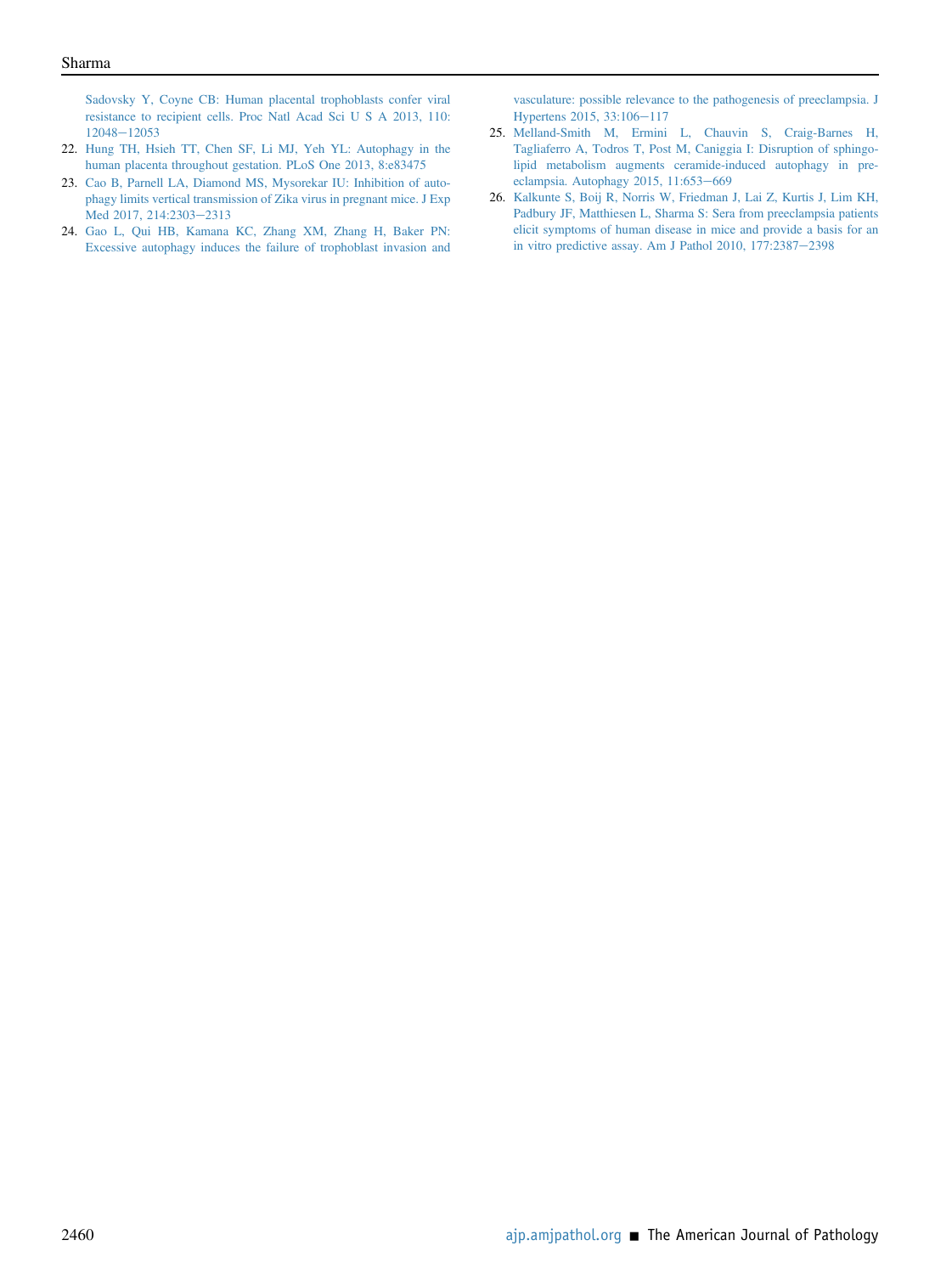Sadovsky Y, Coyne CB: Human placental trophoblasts confer viral resistance to recipient cells. Proc Natl Acad Sci U S A 2013, 110: 12048−12053

22. Hung TH, Hsieh TT, Chen SF, Li MJ, Yeh YL: Autophagy in the human placenta throughout gestation. PLoS One 2013, 8:e83475
23. Cao B, Parnell LA, Diamond MS, Mysorekar IU: Inhibition of autophagy limits vertical transmission of Zika virus in pregnant mice. J Exp Med 2017, 214:2303−2313
24. Gao L, Qui HB, Kamana KC, Zhang XM, Zhang H, Baker PN: Excessive autophagy induces the failure of trophoblast invasion and vasculature: possible relevance to the pathogenesis of preeclampsia. J Hypertens 2015, 33:106−117
25. Melland-Smith M, Ermini L, Chauvin S, Craig-Barnes H, Tagliaferro A, Todros T, Post M, Caniggia I: Disruption of sphingolipid metabolism augments ceramide-induced autophagy in preeclampsia. Autophagy 2015, 11:653−669
26. Kalkunte S, Boij R, Norris W, Friedman J, Lai Z, Kurtis J, Lim KH, Padbury JF, Matthiesen L, Sharma S: Sera from preeclampsia patients elicit symptoms of human disease in mice and provide a basis for an in vitro predictive assay. Am J Pathol 2010, 177:2387−2398